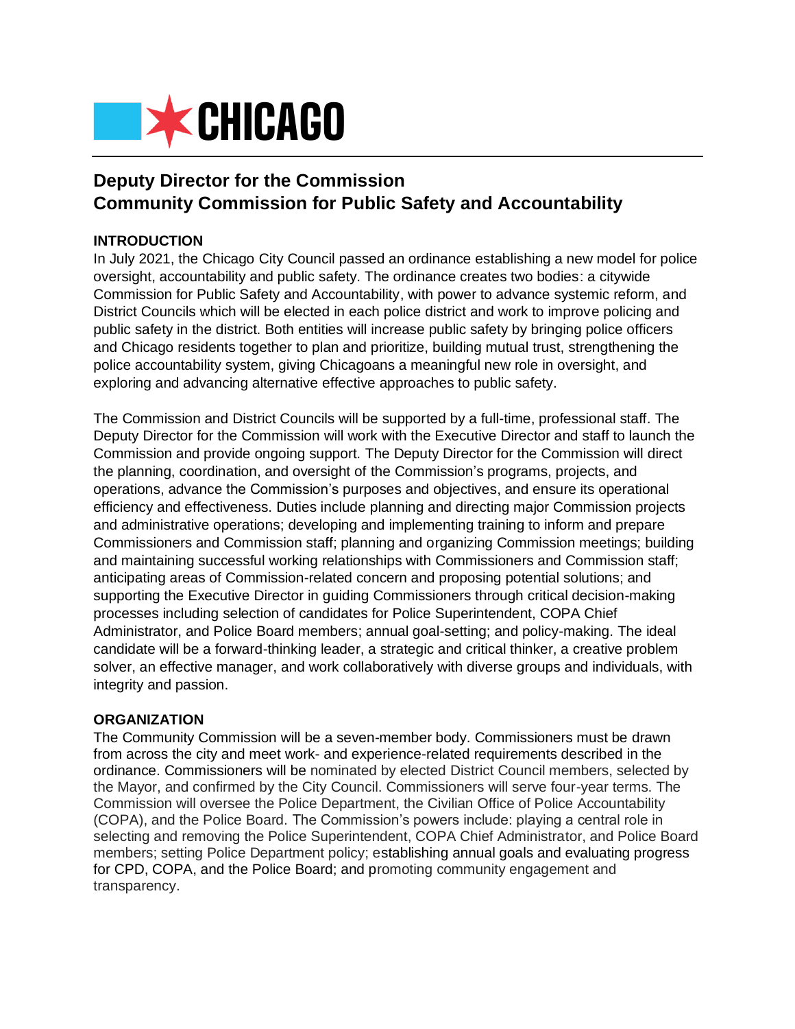# CHICAGO

## Deputy Director for the Commission
## Community Commission for Public Safety and Accountability

### INTRODUCTION

In July 2021, the Chicago City Council passed an ordinance establishing a new model for police oversight, accountability and public safety. The ordinance creates two bodies: a citywide Commission for Public Safety and Accountability, with power to advance systemic reform, and District Councils which will be elected in each police district and work to improve policing and public safety in the district. Both entities will increase public safety by bringing police officers and Chicago residents together to plan and prioritize, building mutual trust, strengthening the police accountability system, giving Chicagoans a meaningful new role in oversight, and exploring and advancing alternative effective approaches to public safety.

The Commission and District Councils will be supported by a full-time, professional staff. The Deputy Director for the Commission will work with the Executive Director and staff to launch the Commission and provide ongoing support. The Deputy Director for the Commission will direct the planning, coordination, and oversight of the Commission's programs, projects, and operations, advance the Commission's purposes and objectives, and ensure its operational efficiency and effectiveness. Duties include planning and directing major Commission projects and administrative operations; developing and implementing training to inform and prepare Commissioners and Commission staff; planning and organizing Commission meetings; building and maintaining successful working relationships with Commissioners and Commission staff; anticipating areas of Commission-related concern and proposing potential solutions; and supporting the Executive Director in guiding Commissioners through critical decision-making processes including selection of candidates for Police Superintendent, COPA Chief Administrator, and Police Board members; annual goal-setting; and policy-making. The ideal candidate will be a forward-thinking leader, a strategic and critical thinker, a creative problem solver, an effective manager, and work collaboratively with diverse groups and individuals, with integrity and passion.

### ORGANIZATION

The Community Commission will be a seven-member body. Commissioners must be drawn from across the city and meet work- and experience-related requirements described in the ordinance. Commissioners will be nominated by elected District Council members, selected by the Mayor, and confirmed by the City Council. Commissioners will serve four-year terms. The Commission will oversee the Police Department, the Civilian Office of Police Accountability (COPA), and the Police Board. The Commission's powers include: playing a central role in selecting and removing the Police Superintendent, COPA Chief Administrator, and Police Board members; setting Police Department policy; establishing annual goals and evaluating progress for CPD, COPA, and the Police Board; and promoting community engagement and transparency.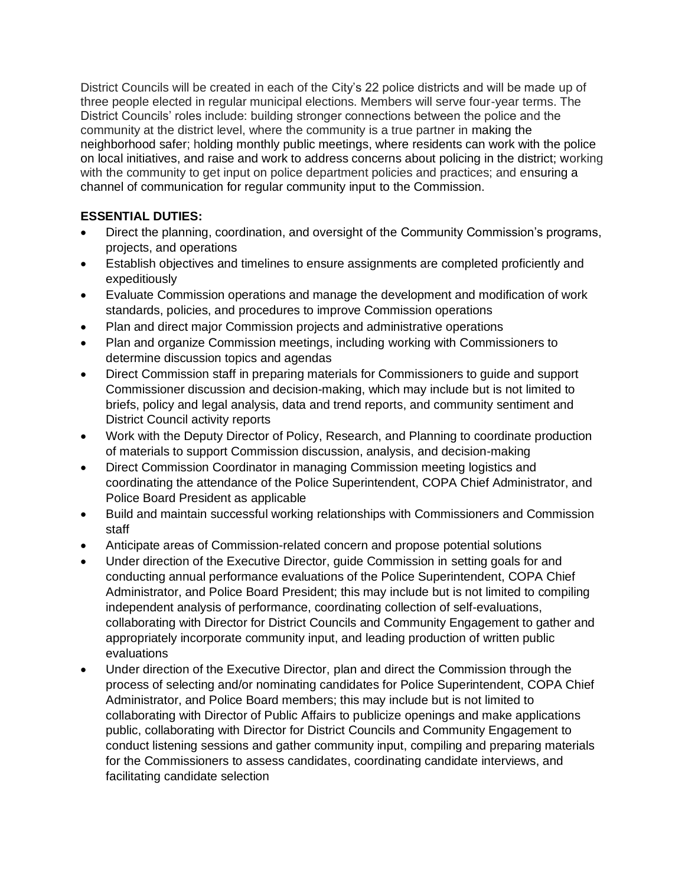District Councils will be created in each of the City's 22 police districts and will be made up of three people elected in regular municipal elections. Members will serve four-year terms. The District Councils' roles include: building stronger connections between the police and the community at the district level, where the community is a true partner in making the neighborhood safer; holding monthly public meetings, where residents can work with the police on local initiatives, and raise and work to address concerns about policing in the district; working with the community to get input on police department policies and practices; and ensuring a channel of communication for regular community input to the Commission.

**ESSENTIAL DUTIES:**

- Direct the planning, coordination, and oversight of the Community Commission's programs, projects, and operations
- Establish objectives and timelines to ensure assignments are completed proficiently and expeditiously
- Evaluate Commission operations and manage the development and modification of work standards, policies, and procedures to improve Commission operations
- Plan and direct major Commission projects and administrative operations
- Plan and organize Commission meetings, including working with Commissioners to determine discussion topics and agendas
- Direct Commission staff in preparing materials for Commissioners to guide and support Commissioner discussion and decision-making, which may include but is not limited to briefs, policy and legal analysis, data and trend reports, and community sentiment and District Council activity reports
- Work with the Deputy Director of Policy, Research, and Planning to coordinate production of materials to support Commission discussion, analysis, and decision-making
- Direct Commission Coordinator in managing Commission meeting logistics and coordinating the attendance of the Police Superintendent, COPA Chief Administrator, and Police Board President as applicable
- Build and maintain successful working relationships with Commissioners and Commission staff
- Anticipate areas of Commission-related concern and propose potential solutions
- Under direction of the Executive Director, guide Commission in setting goals for and conducting annual performance evaluations of the Police Superintendent, COPA Chief Administrator, and Police Board President; this may include but is not limited to compiling independent analysis of performance, coordinating collection of self-evaluations, collaborating with Director for District Councils and Community Engagement to gather and appropriately incorporate community input, and leading production of written public evaluations
- Under direction of the Executive Director, plan and direct the Commission through the process of selecting and/or nominating candidates for Police Superintendent, COPA Chief Administrator, and Police Board members; this may include but is not limited to collaborating with Director of Public Affairs to publicize openings and make applications public, collaborating with Director for District Councils and Community Engagement to conduct listening sessions and gather community input, compiling and preparing materials for the Commissioners to assess candidates, coordinating candidate interviews, and facilitating candidate selection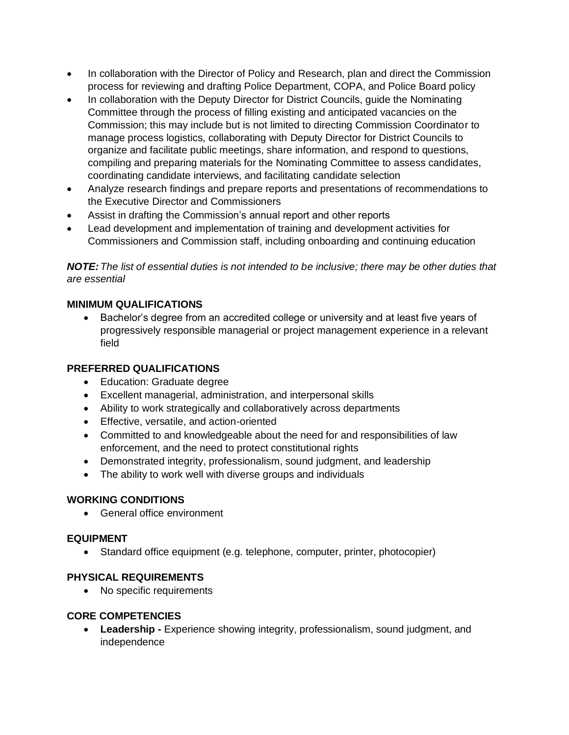- In collaboration with the Director of Policy and Research, plan and direct the Commission process for reviewing and drafting Police Department, COPA, and Police Board policy
- In collaboration with the Deputy Director for District Councils, guide the Nominating Committee through the process of filling existing and anticipated vacancies on the Commission; this may include but is not limited to directing Commission Coordinator to manage process logistics, collaborating with Deputy Director for District Councils to organize and facilitate public meetings, share information, and respond to questions, compiling and preparing materials for the Nominating Committee to assess candidates, coordinating candidate interviews, and facilitating candidate selection
- Analyze research findings and prepare reports and presentations of recommendations to the Executive Director and Commissioners
- Assist in drafting the Commission's annual report and other reports
- Lead development and implementation of training and development activities for Commissioners and Commission staff, including onboarding and continuing education

***NOTE:*** *The list of essential duties is not intended to be inclusive; there may be other duties that are essential*

**MINIMUM QUALIFICATIONS**

- Bachelor's degree from an accredited college or university and at least five years of progressively responsible managerial or project management experience in a relevant field

**PREFERRED QUALIFICATIONS**

- Education: Graduate degree
- Excellent managerial, administration, and interpersonal skills
- Ability to work strategically and collaboratively across departments
- Effective, versatile, and action-oriented
- Committed to and knowledgeable about the need for and responsibilities of law enforcement, and the need to protect constitutional rights
- Demonstrated integrity, professionalism, sound judgment, and leadership
- The ability to work well with diverse groups and individuals

**WORKING CONDITIONS**

- General office environment

**EQUIPMENT**

- Standard office equipment (e.g. telephone, computer, printer, photocopier)

**PHYSICAL REQUIREMENTS**

- No specific requirements

**CORE COMPETENCIES**

- **Leadership -** Experience showing integrity, professionalism, sound judgment, and independence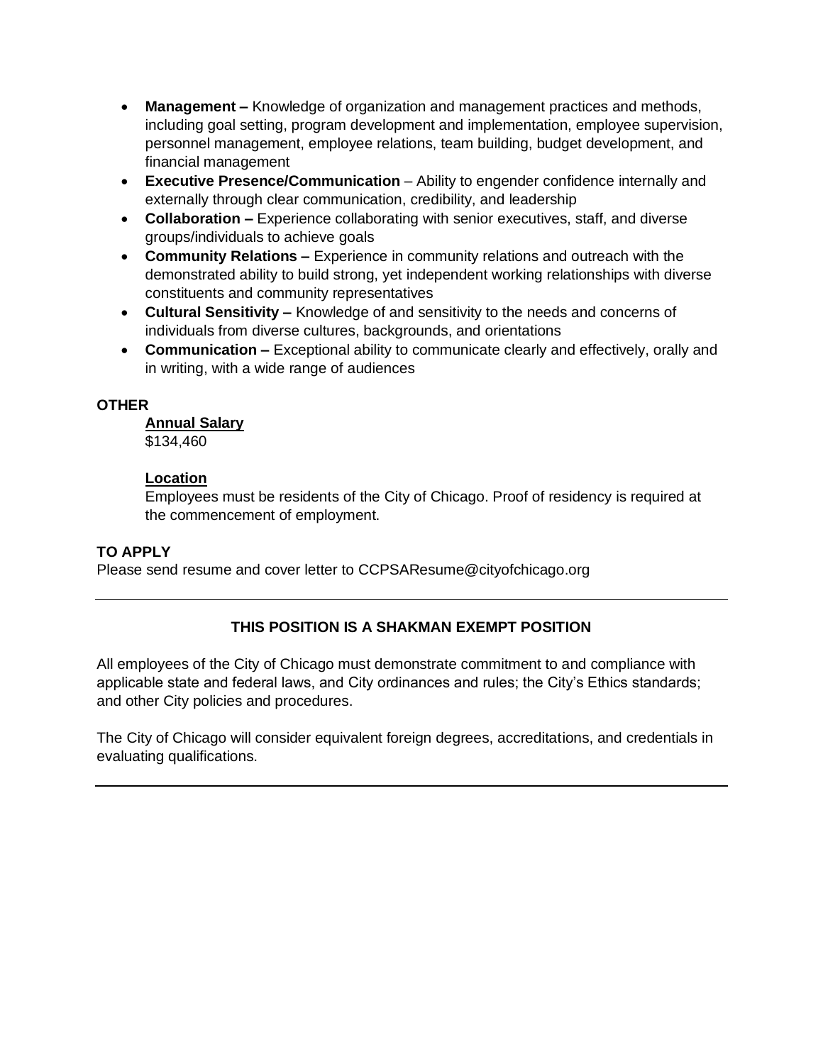- **Management –** Knowledge of organization and management practices and methods, including goal setting, program development and implementation, employee supervision, personnel management, employee relations, team building, budget development, and financial management
- **Executive Presence/Communication** – Ability to engender confidence internally and externally through clear communication, credibility, and leadership
- **Collaboration –** Experience collaborating with senior executives, staff, and diverse groups/individuals to achieve goals
- **Community Relations –** Experience in community relations and outreach with the demonstrated ability to build strong, yet independent working relationships with diverse constituents and community representatives
- **Cultural Sensitivity –** Knowledge of and sensitivity to the needs and concerns of individuals from diverse cultures, backgrounds, and orientations
- **Communication –** Exceptional ability to communicate clearly and effectively, orally and in writing, with a wide range of audiences

**OTHER**

**Annual Salary**
$134,460

**Location**
Employees must be residents of the City of Chicago. Proof of residency is required at the commencement of employment.

**TO APPLY**
Please send resume and cover letter to CCPSAResume@cityofchicago.org

---

**THIS POSITION IS A SHAKMAN EXEMPT POSITION**

All employees of the City of Chicago must demonstrate commitment to and compliance with applicable state and federal laws, and City ordinances and rules; the City's Ethics standards; and other City policies and procedures.

The City of Chicago will consider equivalent foreign degrees, accreditations, and credentials in evaluating qualifications.

---